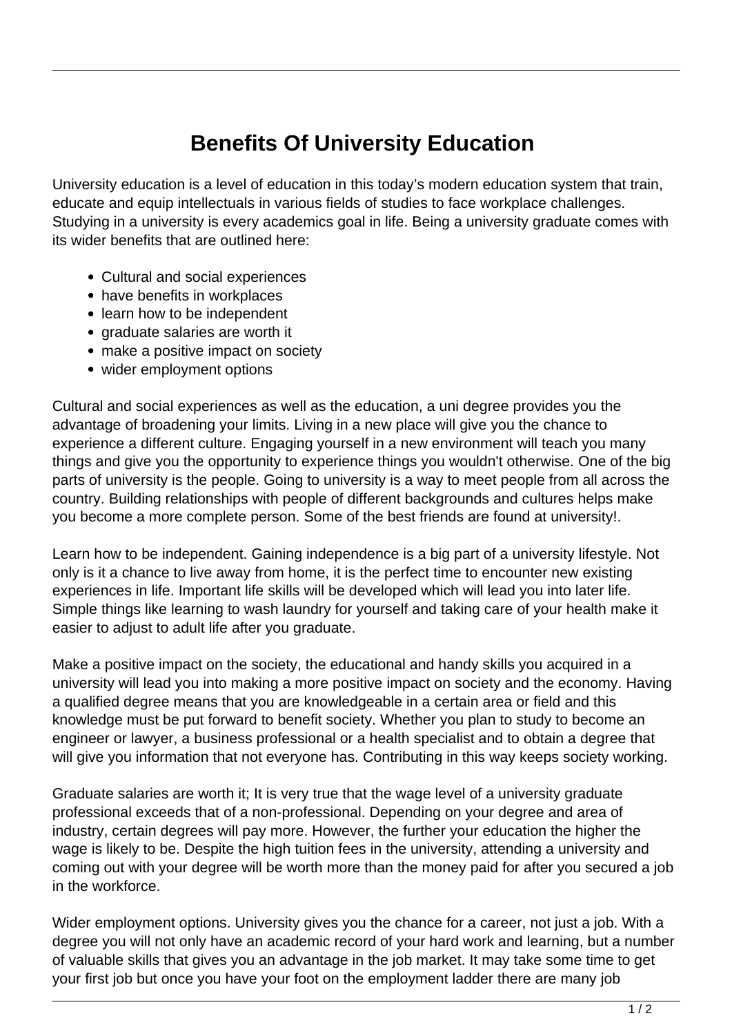# Benefits Of University Education

University education is a level of education in this today's modern education system that train, educate and equip intellectuals in various fields of studies to face workplace challenges. Studying in a university is every academics goal in life. Being a university graduate comes with its wider benefits that are outlined here:

- Cultural and social experiences
- have benefits in workplaces
- learn how to be independent
- graduate salaries are worth it
- make a positive impact on society
- wider employment options

Cultural and social experiences as well as the education, a uni degree provides you the advantage of broadening your limits. Living in a new place will give you the chance to experience a different culture. Engaging yourself in a new environment will teach you many things and give you the opportunity to experience things you wouldn't otherwise. One of the big parts of university is the people. Going to university is a way to meet people from all across the country. Building relationships with people of different backgrounds and cultures helps make you become a more complete person. Some of the best friends are found at university!.

Learn how to be independent. Gaining independence is a big part of a university lifestyle. Not only is it a chance to live away from home, it is the perfect time to encounter new existing experiences in life. Important life skills will be developed which will lead you into later life. Simple things like learning to wash laundry for yourself and taking care of your health make it easier to adjust to adult life after you graduate.

Make a positive impact on the society, the educational and handy skills you acquired in a university will lead you into making a more positive impact on society and the economy. Having a qualified degree means that you are knowledgeable in a certain area or field and this knowledge must be put forward to benefit society. Whether you plan to study to become an engineer or lawyer, a business professional or a health specialist and to obtain a degree that will give you information that not everyone has. Contributing in this way keeps society working.

Graduate salaries are worth it; It is very true that the wage level of a university graduate professional exceeds that of a non-professional. Depending on your degree and area of industry, certain degrees will pay more. However, the further your education the higher the wage is likely to be. Despite the high tuition fees in the university, attending a university and coming out with your degree will be worth more than the money paid for after you secured a job in the workforce.

Wider employment options. University gives you the chance for a career, not just a job. With a degree you will not only have an academic record of your hard work and learning, but a number of valuable skills that gives you an advantage in the job market. It may take some time to get your first job but once you have your foot on the employment ladder there are many job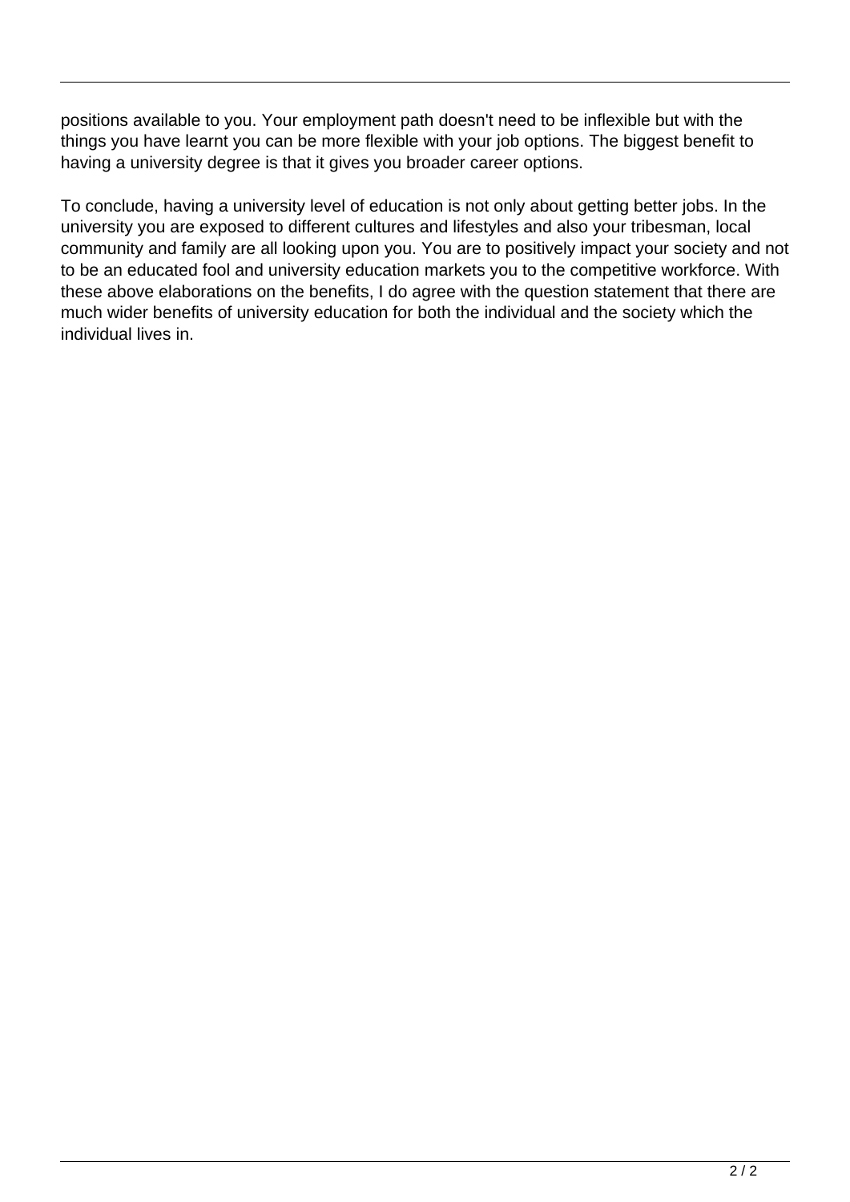positions available to you. Your employment path doesn't need to be inflexible but with the things you have learnt you can be more flexible with your job options. The biggest benefit to having a university degree is that it gives you broader career options.

To conclude, having a university level of education is not only about getting better jobs. In the university you are exposed to different cultures and lifestyles and also your tribesman, local community and family are all looking upon you. You are to positively impact your society and not to be an educated fool and university education markets you to the competitive workforce. With these above elaborations on the benefits, I do agree with the question statement that there are much wider benefits of university education for both the individual and the society which the individual lives in.